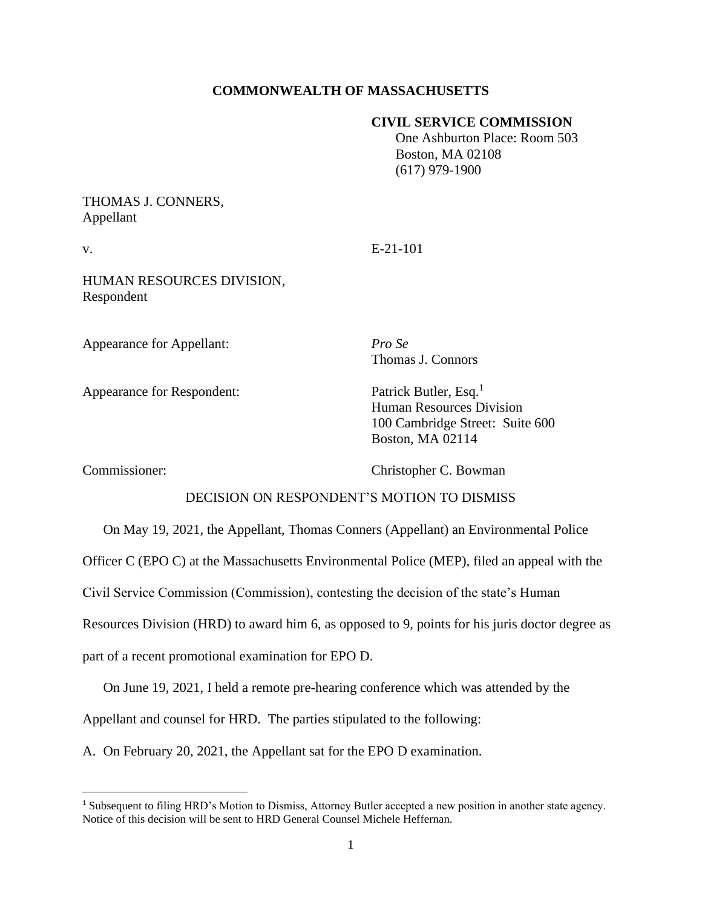**COMMONWEALTH OF MASSACHUSETTS**

**CIVIL SERVICE COMMISSION**
One Ashburton Place: Room 503
Boston, MA 02108
(617) 979-1900

THOMAS J. CONNERS,
Appellant

v. E-21-101

HUMAN RESOURCES DIVISION,
Respondent

Appearance for Appellant: *Pro Se*
Thomas J. Connors

Appearance for Respondent: Patrick Butler, Esq.[1]
Human Resources Division
100 Cambridge Street: Suite 600
Boston, MA 02114

Commissioner: Christopher C. Bowman

DECISION ON RESPONDENT'S MOTION TO DISMISS

On May 19, 2021, the Appellant, Thomas Conners (Appellant) an Environmental Police Officer C (EPO C) at the Massachusetts Environmental Police (MEP), filed an appeal with the Civil Service Commission (Commission), contesting the decision of the state's Human Resources Division (HRD) to award him 6, as opposed to 9, points for his juris doctor degree as part of a recent promotional examination for EPO D.

On June 19, 2021, I held a remote pre-hearing conference which was attended by the Appellant and counsel for HRD. The parties stipulated to the following:

A. On February 20, 2021, the Appellant sat for the EPO D examination.

[1] Subsequent to filing HRD's Motion to Dismiss, Attorney Butler accepted a new position in another state agency. Notice of this decision will be sent to HRD General Counsel Michele Heffernan.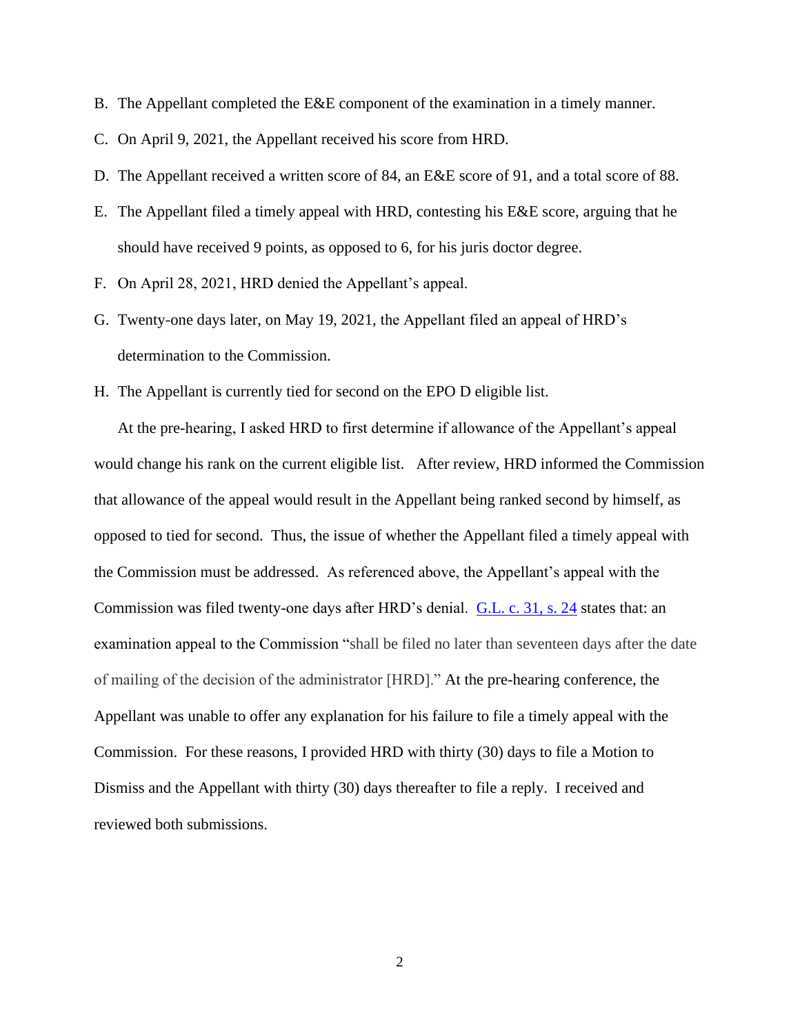B. The Appellant completed the E&E component of the examination in a timely manner.

C. On April 9, 2021, the Appellant received his score from HRD.

D. The Appellant received a written score of 84, an E&E score of 91, and a total score of 88.

E. The Appellant filed a timely appeal with HRD, contesting his E&E score, arguing that he should have received 9 points, as opposed to 6, for his juris doctor degree.

F. On April 28, 2021, HRD denied the Appellant's appeal.

G. Twenty-one days later, on May 19, 2021, the Appellant filed an appeal of HRD's determination to the Commission.

H. The Appellant is currently tied for second on the EPO D eligible list.

At the pre-hearing, I asked HRD to first determine if allowance of the Appellant's appeal would change his rank on the current eligible list. After review, HRD informed the Commission that allowance of the appeal would result in the Appellant being ranked second by himself, as opposed to tied for second. Thus, the issue of whether the Appellant filed a timely appeal with the Commission must be addressed. As referenced above, the Appellant's appeal with the Commission was filed twenty-one days after HRD's denial. [G.L. c. 31, s. 24] states that: an examination appeal to the Commission "shall be filed no later than seventeen days after the date of mailing of the decision of the administrator [HRD]." At the pre-hearing conference, the Appellant was unable to offer any explanation for his failure to file a timely appeal with the Commission. For these reasons, I provided HRD with thirty (30) days to file a Motion to Dismiss and the Appellant with thirty (30) days thereafter to file a reply. I received and reviewed both submissions.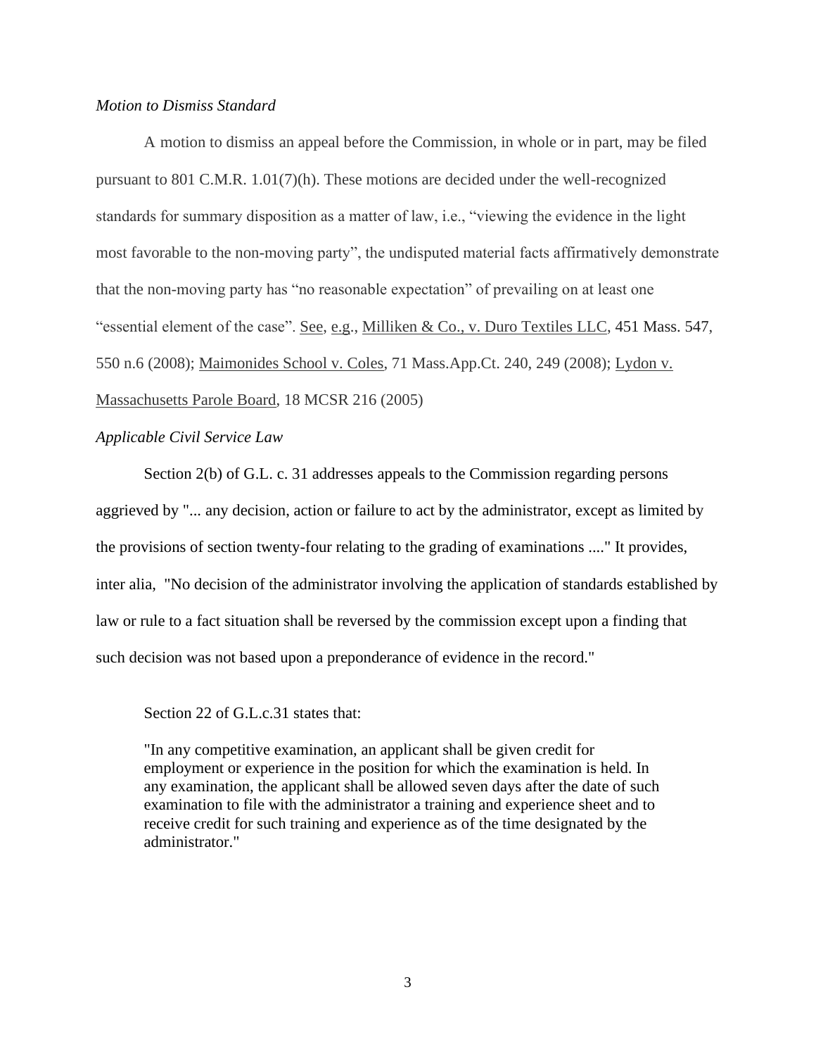*Motion to Dismiss Standard*

A motion to dismiss an appeal before the Commission, in whole or in part, may be filed pursuant to 801 C.M.R. 1.01(7)(h). These motions are decided under the well-recognized standards for summary disposition as a matter of law, i.e., "viewing the evidence in the light most favorable to the non-moving party", the undisputed material facts affirmatively demonstrate that the non-moving party has "no reasonable expectation" of prevailing on at least one "essential element of the case". See, e.g., Milliken & Co., v. Duro Textiles LLC, 451 Mass. 547, 550 n.6 (2008); Maimonides School v. Coles, 71 Mass.App.Ct. 240, 249 (2008); Lydon v. Massachusetts Parole Board, 18 MCSR 216 (2005)

*Applicable Civil Service Law*

Section 2(b) of G.L. c. 31 addresses appeals to the Commission regarding persons aggrieved by "... any decision, action or failure to act by the administrator, except as limited by the provisions of section twenty-four relating to the grading of examinations ...." It provides, inter alia, "No decision of the administrator involving the application of standards established by law or rule to a fact situation shall be reversed by the commission except upon a finding that such decision was not based upon a preponderance of evidence in the record."

Section 22 of G.L.c.31 states that:

> "In any competitive examination, an applicant shall be given credit for employment or experience in the position for which the examination is held. In any examination, the applicant shall be allowed seven days after the date of such examination to file with the administrator a training and experience sheet and to receive credit for such training and experience as of the time designated by the administrator."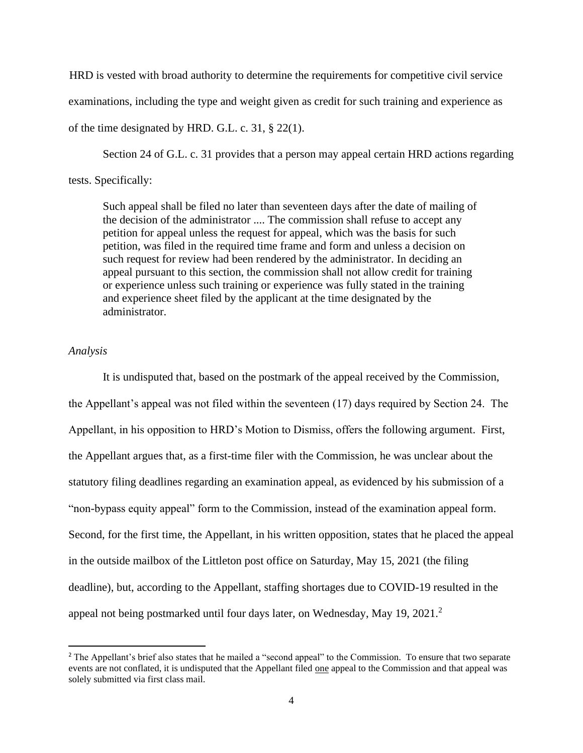HRD is vested with broad authority to determine the requirements for competitive civil service examinations, including the type and weight given as credit for such training and experience as of the time designated by HRD. G.L. c. 31, § 22(1).

Section 24 of G.L. c. 31 provides that a person may appeal certain HRD actions regarding tests. Specifically:

> Such appeal shall be filed no later than seventeen days after the date of mailing of the decision of the administrator .... The commission shall refuse to accept any petition for appeal unless the request for appeal, which was the basis for such petition, was filed in the required time frame and form and unless a decision on such request for review had been rendered by the administrator. In deciding an appeal pursuant to this section, the commission shall not allow credit for training or experience unless such training or experience was fully stated in the training and experience sheet filed by the applicant at the time designated by the administrator.

*Analysis*

It is undisputed that, based on the postmark of the appeal received by the Commission, the Appellant's appeal was not filed within the seventeen (17) days required by Section 24. The Appellant, in his opposition to HRD's Motion to Dismiss, offers the following argument. First, the Appellant argues that, as a first-time filer with the Commission, he was unclear about the statutory filing deadlines regarding an examination appeal, as evidenced by his submission of a "non-bypass equity appeal" form to the Commission, instead of the examination appeal form. Second, for the first time, the Appellant, in his written opposition, states that he placed the appeal in the outside mailbox of the Littleton post office on Saturday, May 15, 2021 (the filing deadline), but, according to the Appellant, staffing shortages due to COVID-19 resulted in the appeal not being postmarked until four days later, on Wednesday, May 19, 2021.[2]

[2] The Appellant's brief also states that he mailed a "second appeal" to the Commission. To ensure that two separate events are not conflated, it is undisputed that the Appellant filed one appeal to the Commission and that appeal was solely submitted via first class mail.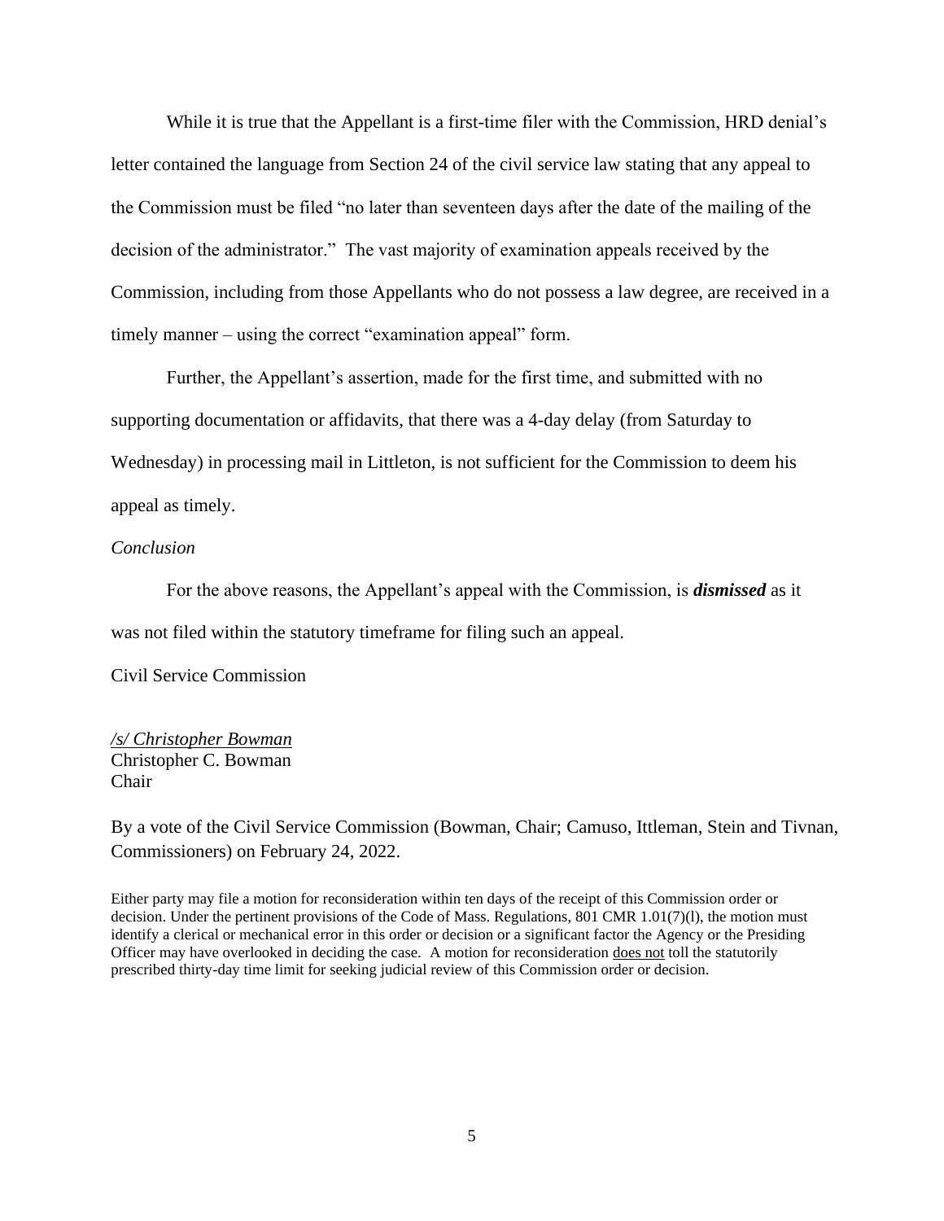While it is true that the Appellant is a first-time filer with the Commission, HRD denial's letter contained the language from Section 24 of the civil service law stating that any appeal to the Commission must be filed "no later than seventeen days after the date of the mailing of the decision of the administrator." The vast majority of examination appeals received by the Commission, including from those Appellants who do not possess a law degree, are received in a timely manner – using the correct "examination appeal" form.

Further, the Appellant's assertion, made for the first time, and submitted with no supporting documentation or affidavits, that there was a 4-day delay (from Saturday to Wednesday) in processing mail in Littleton, is not sufficient for the Commission to deem his appeal as timely.

*Conclusion*

For the above reasons, the Appellant's appeal with the Commission, is ***dismissed*** as it was not filed within the statutory timeframe for filing such an appeal.

Civil Service Commission

*/s/ Christopher Bowman*
Christopher C. Bowman
Chair

By a vote of the Civil Service Commission (Bowman, Chair; Camuso, Ittleman, Stein and Tivnan, Commissioners) on February 24, 2022.

Either party may file a motion for reconsideration within ten days of the receipt of this Commission order or decision. Under the pertinent provisions of the Code of Mass. Regulations, 801 CMR 1.01(7)(l), the motion must identify a clerical or mechanical error in this order or decision or a significant factor the Agency or the Presiding Officer may have overlooked in deciding the case. A motion for reconsideration does not toll the statutorily prescribed thirty-day time limit for seeking judicial review of this Commission order or decision.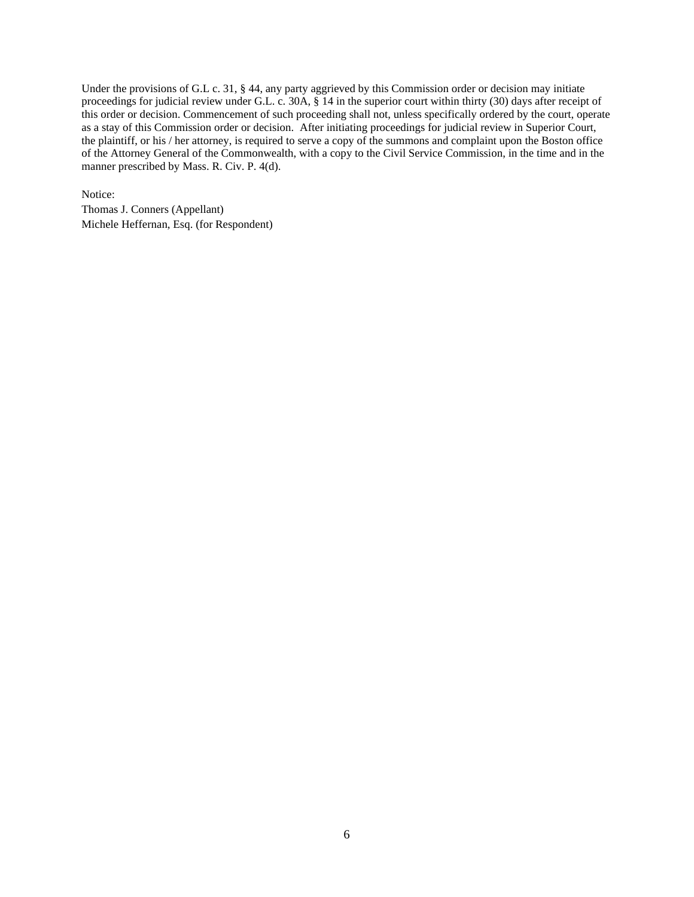Under the provisions of G.L c. 31, § 44, any party aggrieved by this Commission order or decision may initiate proceedings for judicial review under G.L. c. 30A, § 14 in the superior court within thirty (30) days after receipt of this order or decision. Commencement of such proceeding shall not, unless specifically ordered by the court, operate as a stay of this Commission order or decision. After initiating proceedings for judicial review in Superior Court, the plaintiff, or his / her attorney, is required to serve a copy of the summons and complaint upon the Boston office of the Attorney General of the Commonwealth, with a copy to the Civil Service Commission, in the time and in the manner prescribed by Mass. R. Civ. P. 4(d).

Notice:
Thomas J. Conners (Appellant)
Michele Heffernan, Esq. (for Respondent)